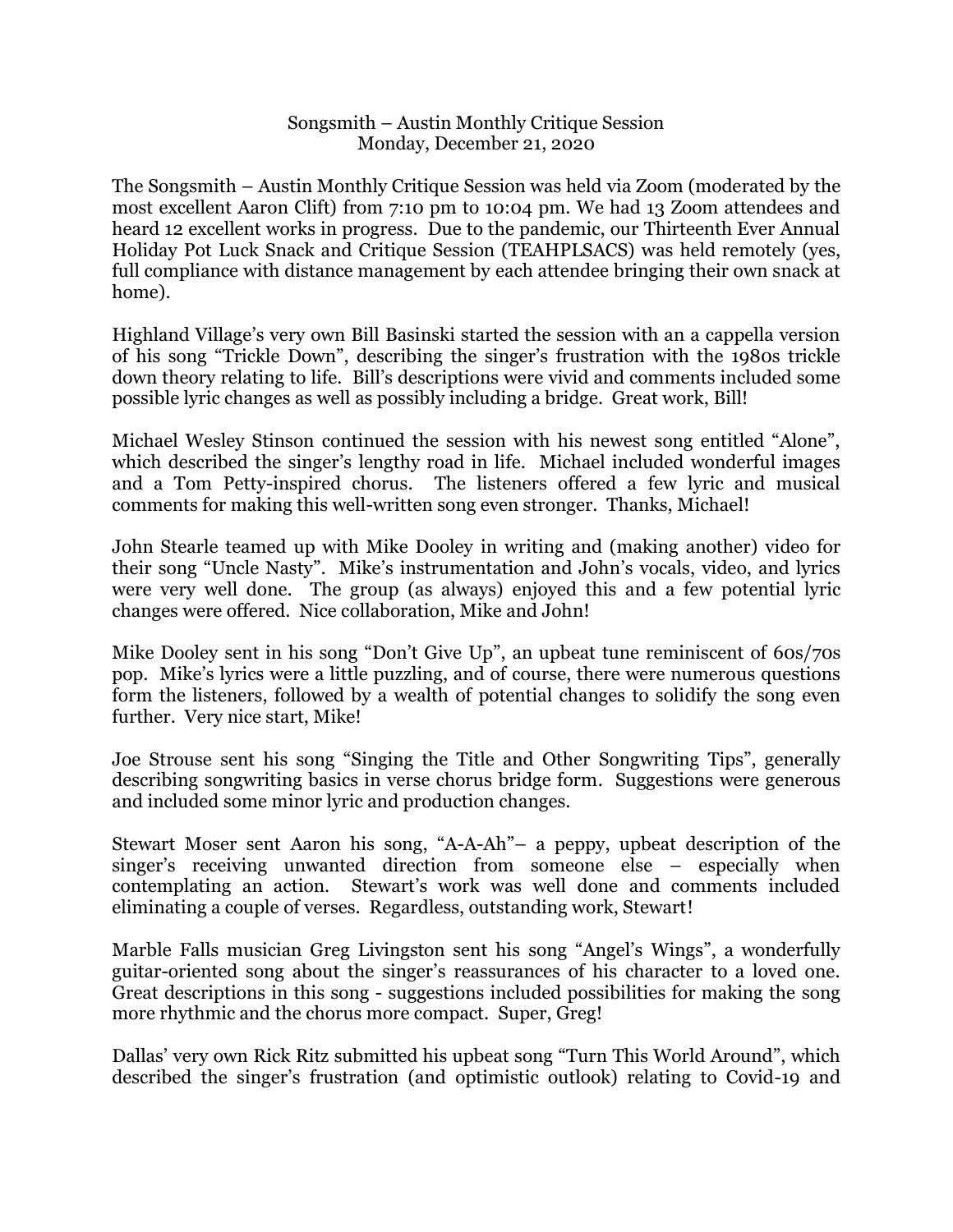Songsmith – Austin Monthly Critique Session
Monday, December 21, 2020

The Songsmith – Austin Monthly Critique Session was held via Zoom (moderated by the most excellent Aaron Clift) from 7:10 pm to 10:04 pm. We had 13 Zoom attendees and heard 12 excellent works in progress. Due to the pandemic, our Thirteenth Ever Annual Holiday Pot Luck Snack and Critique Session (TEAHPLSACS) was held remotely (yes, full compliance with distance management by each attendee bringing their own snack at home).

Highland Village's very own Bill Basinski started the session with an a cappella version of his song "Trickle Down", describing the singer's frustration with the 1980s trickle down theory relating to life. Bill's descriptions were vivid and comments included some possible lyric changes as well as possibly including a bridge. Great work, Bill!

Michael Wesley Stinson continued the session with his newest song entitled "Alone", which described the singer's lengthy road in life. Michael included wonderful images and a Tom Petty-inspired chorus. The listeners offered a few lyric and musical comments for making this well-written song even stronger. Thanks, Michael!

John Stearle teamed up with Mike Dooley in writing and (making another) video for their song "Uncle Nasty". Mike's instrumentation and John's vocals, video, and lyrics were very well done. The group (as always) enjoyed this and a few potential lyric changes were offered. Nice collaboration, Mike and John!

Mike Dooley sent in his song "Don't Give Up", an upbeat tune reminiscent of 60s/70s pop. Mike's lyrics were a little puzzling, and of course, there were numerous questions form the listeners, followed by a wealth of potential changes to solidify the song even further. Very nice start, Mike!

Joe Strouse sent his song "Singing the Title and Other Songwriting Tips", generally describing songwriting basics in verse chorus bridge form. Suggestions were generous and included some minor lyric and production changes.

Stewart Moser sent Aaron his song, "A-A-Ah"– a peppy, upbeat description of the singer's receiving unwanted direction from someone else – especially when contemplating an action. Stewart's work was well done and comments included eliminating a couple of verses. Regardless, outstanding work, Stewart!

Marble Falls musician Greg Livingston sent his song "Angel's Wings", a wonderfully guitar-oriented song about the singer's reassurances of his character to a loved one. Great descriptions in this song - suggestions included possibilities for making the song more rhythmic and the chorus more compact. Super, Greg!

Dallas' very own Rick Ritz submitted his upbeat song "Turn This World Around", which described the singer's frustration (and optimistic outlook) relating to Covid-19 and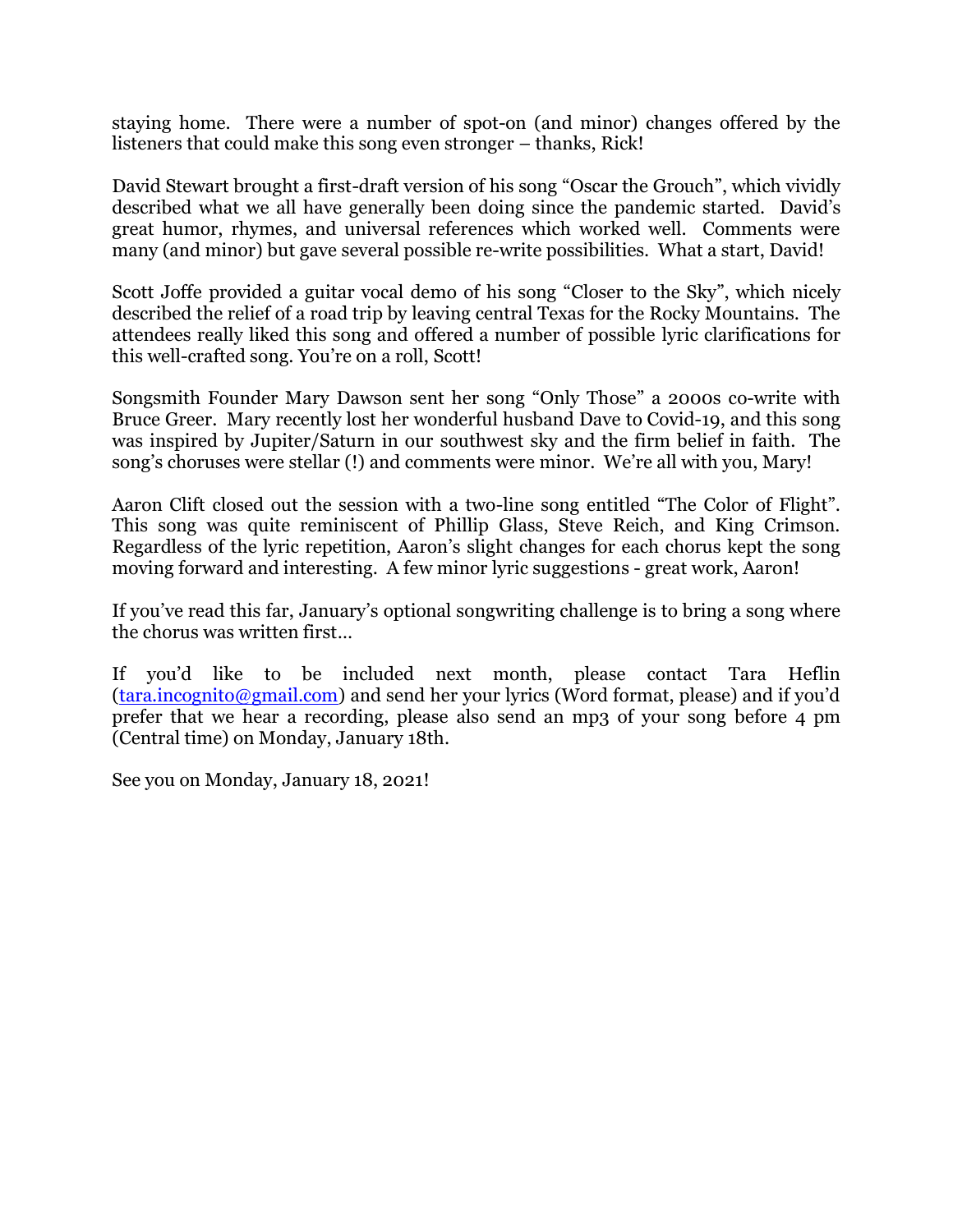staying home. There were a number of spot-on (and minor) changes offered by the listeners that could make this song even stronger – thanks, Rick!

David Stewart brought a first-draft version of his song "Oscar the Grouch", which vividly described what we all have generally been doing since the pandemic started. David's great humor, rhymes, and universal references which worked well. Comments were many (and minor) but gave several possible re-write possibilities. What a start, David!

Scott Joffe provided a guitar vocal demo of his song "Closer to the Sky", which nicely described the relief of a road trip by leaving central Texas for the Rocky Mountains. The attendees really liked this song and offered a number of possible lyric clarifications for this well-crafted song. You're on a roll, Scott!

Songsmith Founder Mary Dawson sent her song "Only Those" a 2000s co-write with Bruce Greer. Mary recently lost her wonderful husband Dave to Covid-19, and this song was inspired by Jupiter/Saturn in our southwest sky and the firm belief in faith. The song's choruses were stellar (!) and comments were minor. We're all with you, Mary!

Aaron Clift closed out the session with a two-line song entitled "The Color of Flight". This song was quite reminiscent of Phillip Glass, Steve Reich, and King Crimson. Regardless of the lyric repetition, Aaron's slight changes for each chorus kept the song moving forward and interesting. A few minor lyric suggestions - great work, Aaron!

If you've read this far, January's optional songwriting challenge is to bring a song where the chorus was written first…

If you'd like to be included next month, please contact Tara Heflin (tara.incognito@gmail.com) and send her your lyrics (Word format, please) and if you'd prefer that we hear a recording, please also send an mp3 of your song before 4 pm (Central time) on Monday, January 18th.

See you on Monday, January 18, 2021!